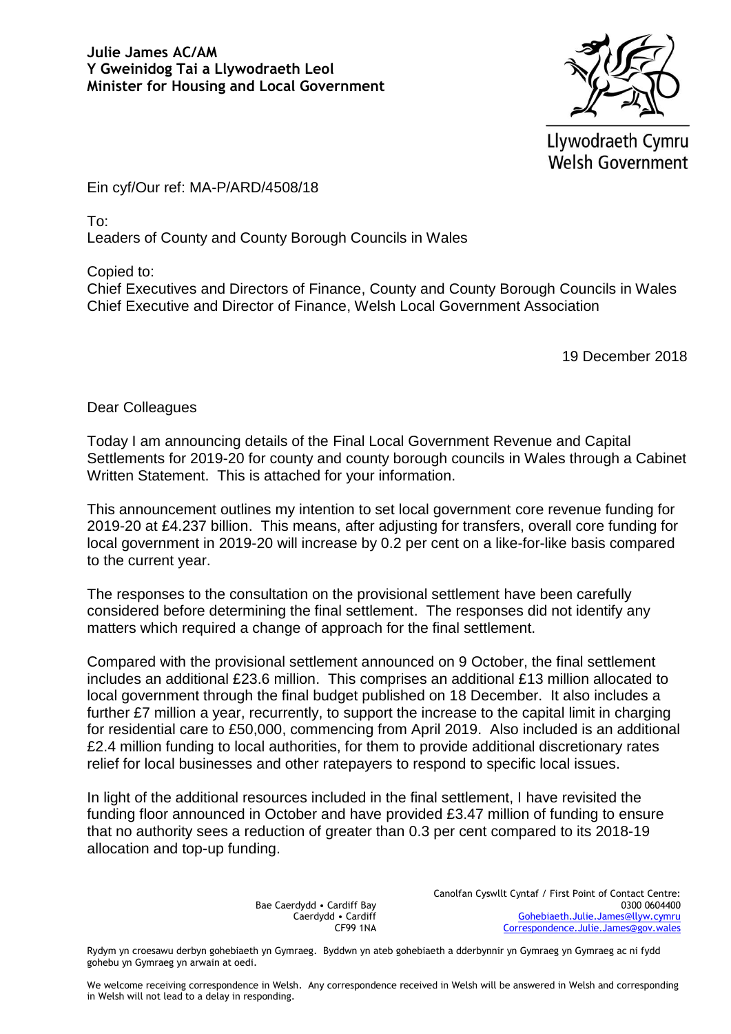**Julie James AC/AM**
**Y Gweinidog Tai a Llywodraeth Leol**
**Minister for Housing and Local Government**

Llywodraeth Cymru
Welsh Government

Ein cyf/Our ref: MA-P/ARD/4508/18

To:
Leaders of County and County Borough Councils in Wales

Copied to:
Chief Executives and Directors of Finance, County and County Borough Councils in Wales
Chief Executive and Director of Finance, Welsh Local Government Association

19 December 2018

Dear Colleagues

Today I am announcing details of the Final Local Government Revenue and Capital Settlements for 2019-20 for county and county borough councils in Wales through a Cabinet Written Statement. This is attached for your information.

This announcement outlines my intention to set local government core revenue funding for 2019-20 at £4.237 billion. This means, after adjusting for transfers, overall core funding for local government in 2019-20 will increase by 0.2 per cent on a like-for-like basis compared to the current year.

The responses to the consultation on the provisional settlement have been carefully considered before determining the final settlement. The responses did not identify any matters which required a change of approach for the final settlement.

Compared with the provisional settlement announced on 9 October, the final settlement includes an additional £23.6 million. This comprises an additional £13 million allocated to local government through the final budget published on 18 December. It also includes a further £7 million a year, recurrently, to support the increase to the capital limit in charging for residential care to £50,000, commencing from April 2019. Also included is an additional £2.4 million funding to local authorities, for them to provide additional discretionary rates relief for local businesses and other ratepayers to respond to specific local issues.

In light of the additional resources included in the final settlement, I have revisited the funding floor announced in October and have provided £3.47 million of funding to ensure that no authority sees a reduction of greater than 0.3 per cent compared to its 2018-19 allocation and top-up funding.

Bae Caerdydd • Cardiff Bay
Caerdydd • Cardiff
CF99 1NA

Canolfan Cyswllt Cyntaf / First Point of Contact Centre:
0300 0604400
Gohebiaeth.Julie.James@llyw.cymru
Correspondence.Julie.James@gov.wales

Rydym yn croesawu derbyn gohebiaeth yn Gymraeg. Byddwn yn ateb gohebiaeth a dderbynnir yn Gymraeg yn Gymraeg ac ni fydd gohebu yn Gymraeg yn arwain at oedi.

We welcome receiving correspondence in Welsh. Any correspondence received in Welsh will be answered in Welsh and corresponding in Welsh will not lead to a delay in responding.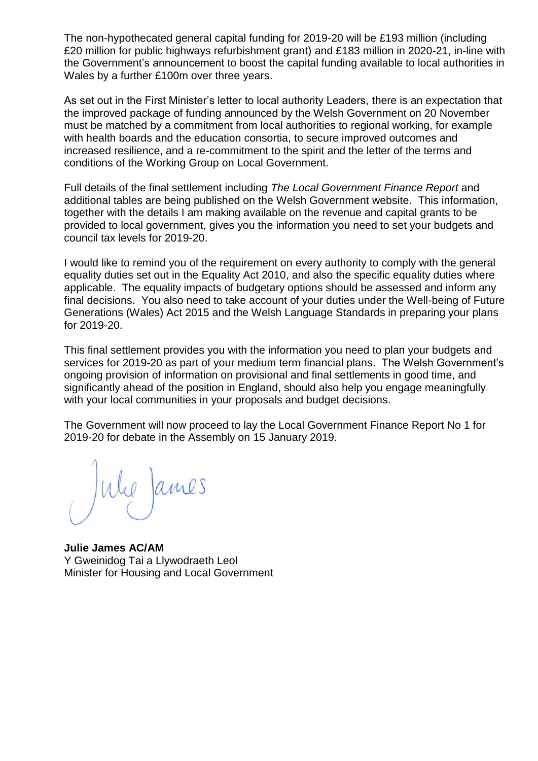The non-hypothecated general capital funding for 2019-20 will be £193 million (including £20 million for public highways refurbishment grant) and £183 million in 2020-21, in-line with the Government's announcement to boost the capital funding available to local authorities in Wales by a further £100m over three years.

As set out in the First Minister's letter to local authority Leaders, there is an expectation that the improved package of funding announced by the Welsh Government on 20 November must be matched by a commitment from local authorities to regional working, for example with health boards and the education consortia, to secure improved outcomes and increased resilience, and a re-commitment to the spirit and the letter of the terms and conditions of the Working Group on Local Government.

Full details of the final settlement including *The Local Government Finance Report* and additional tables are being published on the Welsh Government website. This information, together with the details I am making available on the revenue and capital grants to be provided to local government, gives you the information you need to set your budgets and council tax levels for 2019-20.

I would like to remind you of the requirement on every authority to comply with the general equality duties set out in the Equality Act 2010, and also the specific equality duties where applicable. The equality impacts of budgetary options should be assessed and inform any final decisions. You also need to take account of your duties under the Well-being of Future Generations (Wales) Act 2015 and the Welsh Language Standards in preparing your plans for 2019-20.

This final settlement provides you with the information you need to plan your budgets and services for 2019-20 as part of your medium term financial plans. The Welsh Government's ongoing provision of information on provisional and final settlements in good time, and significantly ahead of the position in England, should also help you engage meaningfully with your local communities in your proposals and budget decisions.

The Government will now proceed to lay the Local Government Finance Report No 1 for 2019-20 for debate in the Assembly on 15 January 2019.

Julie James

**Julie James AC/AM**
Y Gweinidog Tai a Llywodraeth Leol
Minister for Housing and Local Government